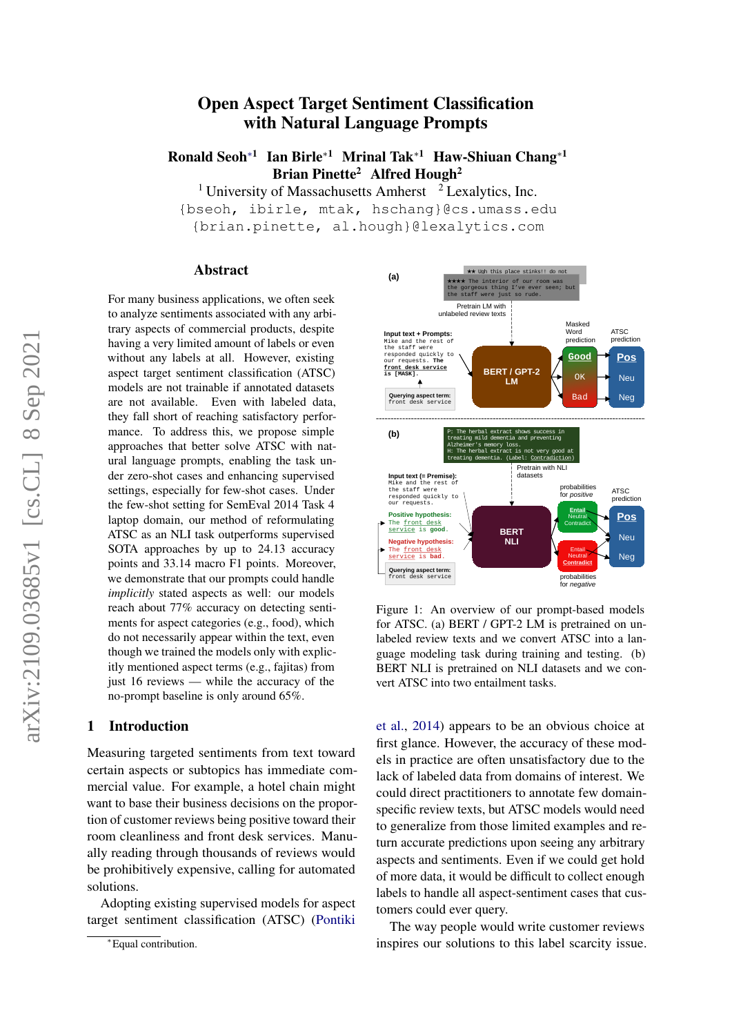# Open Aspect Target Sentiment Classification with Natural Language Prompts

**Ronald Seoh*[1] Ian Birle*[1] Mrinal Tak*[1] Haw-Shiuan Chang*[1] Brian Pinette[2] Alfred Hough[2]**

[1] University of Massachusetts Amherst [2] Lexalytics, Inc.

{bseoh, ibirle, mtak, hschang}@cs.umass.edu
{brian.pinette, al.hough}@lexalytics.com

## Abstract

For many business applications, we often seek to analyze sentiments associated with any arbitrary aspects of commercial products, despite having a very limited amount of labels or even without any labels at all. However, existing aspect target sentiment classification (ATSC) models are not trainable if annotated datasets are not available. Even with labeled data, they fall short of reaching satisfactory performance. To address this, we propose simple approaches that better solve ATSC with natural language prompts, enabling the task under zero-shot cases and enhancing supervised settings, especially for few-shot cases. Under the few-shot setting for SemEval 2014 Task 4 laptop domain, our method of reformulating ATSC as an NLI task outperforms supervised SOTA approaches by up to 24.13 accuracy points and 33.14 macro F1 points. Moreover, we demonstrate that our prompts could handle *implicitly* stated aspects as well: our models reach about 77% accuracy on detecting sentiments for aspect categories (e.g., food), which do not necessarily appear within the text, even though we trained the models only with explicitly mentioned aspect terms (e.g., fajitas) from just 16 reviews — while the accuracy of the no-prompt baseline is only around 65%.

Figure 1: An overview of our prompt-based models for ATSC. (a) BERT / GPT-2 LM is pretrained on unlabeled review texts and we convert ATSC into a language modeling task during training and testing. (b) BERT NLI is pretrained on NLI datasets and we convert ATSC into two entailment tasks.

## 1 Introduction

Measuring targeted sentiments from text toward certain aspects or subtopics has immediate commercial value. For example, a hotel chain might want to base their business decisions on the proportion of customer reviews being positive toward their room cleanliness and front desk services. Manually reading through thousands of reviews would be prohibitively expensive, calling for automated solutions.

Adopting existing supervised models for aspect target sentiment classification (ATSC) (Pontiki et al., 2014) appears to be an obvious choice at first glance. However, the accuracy of these models in practice are often unsatisfactory due to the lack of labeled data from domains of interest. We could direct practitioners to annotate few domain-specific review texts, but ATSC models would need to generalize from those limited examples and return accurate predictions upon seeing any arbitrary aspects and sentiments. Even if we could get hold of more data, it would be difficult to collect enough labels to handle all aspect-sentiment cases that customers could ever query.

The way people would write customer reviews inspires our solutions to this label scarcity issue.

*Equal contribution.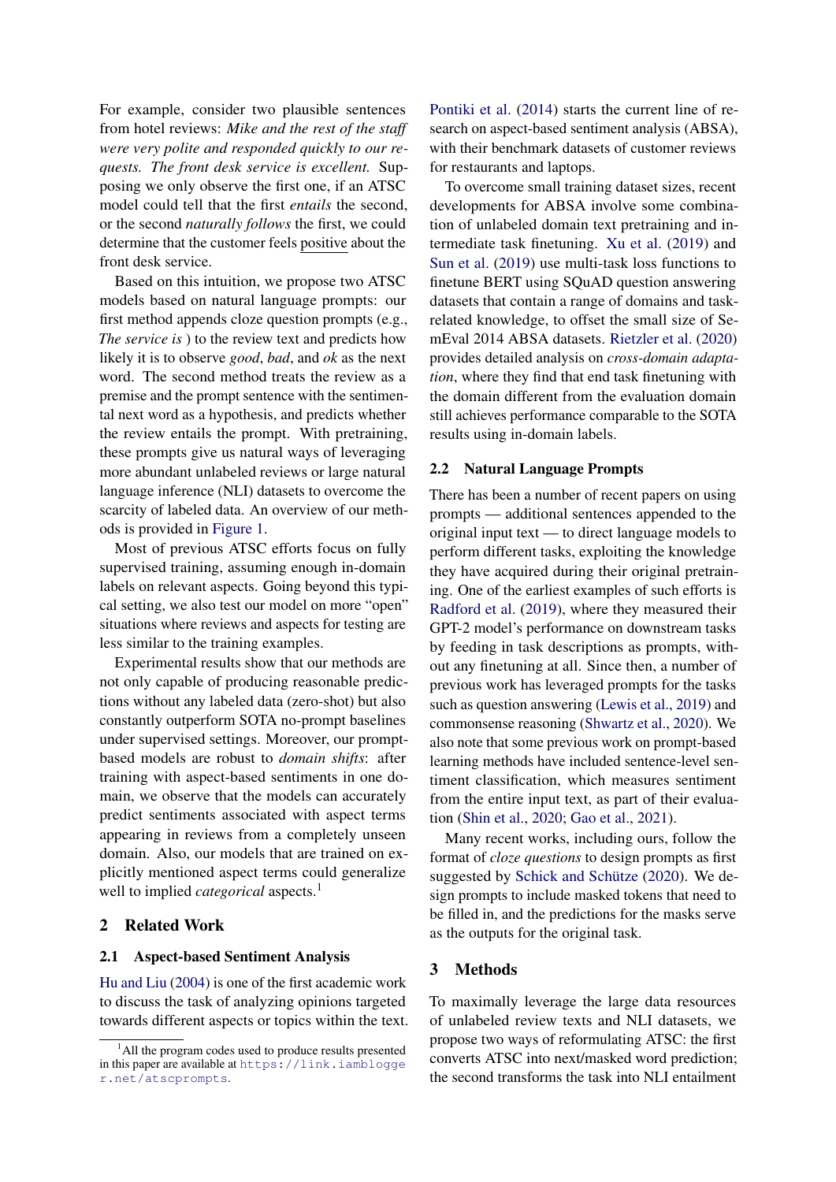For example, consider two plausible sentences from hotel reviews: *Mike and the rest of the staff were very polite and responded quickly to our requests. The front desk service is excellent.* Supposing we only observe the first one, if an ATSC model could tell that the first *entails* the second, or the second *naturally follows* the first, we could determine that the customer feels positive about the front desk service.

Based on this intuition, we propose two ATSC models based on natural language prompts: our first method appends cloze question prompts (e.g., *The service is* ) to the review text and predicts how likely it is to observe *good*, *bad*, and *ok* as the next word. The second method treats the review as a premise and the prompt sentence with the sentimental next word as a hypothesis, and predicts whether the review entails the prompt. With pretraining, these prompts give us natural ways of leveraging more abundant unlabeled reviews or large natural language inference (NLI) datasets to overcome the scarcity of labeled data. An overview of our methods is provided in Figure 1.

Most of previous ATSC efforts focus on fully supervised training, assuming enough in-domain labels on relevant aspects. Going beyond this typical setting, we also test our model on more "open" situations where reviews and aspects for testing are less similar to the training examples.

Experimental results show that our methods are not only capable of producing reasonable predictions without any labeled data (zero-shot) but also constantly outperform SOTA no-prompt baselines under supervised settings. Moreover, our prompt-based models are robust to *domain shifts*: after training with aspect-based sentiments in one domain, we observe that the models can accurately predict sentiments associated with aspect terms appearing in reviews from a completely unseen domain. Also, our models that are trained on explicitly mentioned aspect terms could generalize well to implied *categorical* aspects.[1]

## 2 Related Work

### 2.1 Aspect-based Sentiment Analysis

Hu and Liu (2004) is one of the first academic work to discuss the task of analyzing opinions targeted towards different aspects or topics within the text. Pontiki et al. (2014) starts the current line of research on aspect-based sentiment analysis (ABSA), with their benchmark datasets of customer reviews for restaurants and laptops.

To overcome small training dataset sizes, recent developments for ABSA involve some combination of unlabeled domain text pretraining and intermediate task finetuning. Xu et al. (2019) and Sun et al. (2019) use multi-task loss functions to finetune BERT using SQuAD question answering datasets that contain a range of domains and task-related knowledge, to offset the small size of SemEval 2014 ABSA datasets. Rietzler et al. (2020) provides detailed analysis on *cross-domain adaptation*, where they find that end task finetuning with the domain different from the evaluation domain still achieves performance comparable to the SOTA results using in-domain labels.

### 2.2 Natural Language Prompts

There has been a number of recent papers on using prompts — additional sentences appended to the original input text — to direct language models to perform different tasks, exploiting the knowledge they have acquired during their original pretraining. One of the earliest examples of such efforts is Radford et al. (2019), where they measured their GPT-2 model's performance on downstream tasks by feeding in task descriptions as prompts, without any finetuning at all. Since then, a number of previous work has leveraged prompts for the tasks such as question answering (Lewis et al., 2019) and commonsense reasoning (Shwartz et al., 2020). We also note that some previous work on prompt-based learning methods have included sentence-level sentiment classification, which measures sentiment from the entire input text, as part of their evaluation (Shin et al., 2020; Gao et al., 2021).

Many recent works, including ours, follow the format of *cloze questions* to design prompts as first suggested by Schick and Schütze (2020). We design prompts to include masked tokens that need to be filled in, and the predictions for the masks serve as the outputs for the original task.

## 3 Methods

To maximally leverage the large data resources of unlabeled review texts and NLI datasets, we propose two ways of reformulating ATSC: the first converts ATSC into next/masked word prediction; the second transforms the task into NLI entailment

[1] All the program codes used to produce results presented in this paper are available at https://link.iamblogger.net/atscprompts.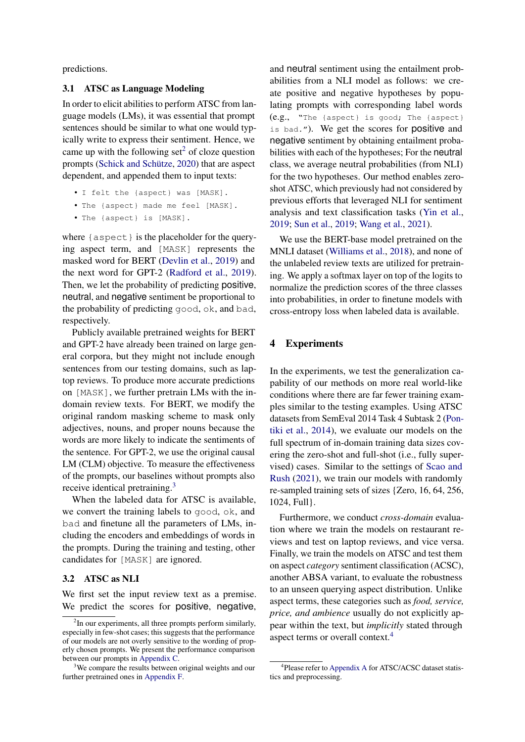predictions.

### 3.1 ATSC as Language Modeling

In order to elicit abilities to perform ATSC from language models (LMs), it was essential that prompt sentences should be similar to what one would typically write to express their sentiment. Hence, we came up with the following set[2] of cloze question prompts (Schick and Schütze, 2020) that are aspect dependent, and appended them to input texts:

- `I felt the {aspect} was [MASK].`
- `The {aspect} made me feel [MASK].`
- `The {aspect} is [MASK].`

where `{aspect}` is the placeholder for the querying aspect term, and `[MASK]` represents the masked word for BERT (Devlin et al., 2019) and the next word for GPT-2 (Radford et al., 2019). Then, we let the probability of predicting positive, neutral, and negative sentiment be proportional to the probability of predicting `good`, `ok`, and `bad`, respectively.

Publicly available pretrained weights for BERT and GPT-2 have already been trained on large general corpora, but they might not include enough sentences from our testing domains, such as laptop reviews. To produce more accurate predictions on `[MASK]`, we further pretrain LMs with the in-domain review texts. For BERT, we modify the original random masking scheme to mask only adjectives, nouns, and proper nouns because the words are more likely to indicate the sentiments of the sentence. For GPT-2, we use the original causal LM (CLM) objective. To measure the effectiveness of the prompts, our baselines without prompts also receive identical pretraining.[3]

When the labeled data for ATSC is available, we convert the training labels to `good`, `ok`, and `bad` and finetune all the parameters of LMs, including the encoders and embeddings of words in the prompts. During the training and testing, other candidates for `[MASK]` are ignored.

### 3.2 ATSC as NLI

We first set the input review text as a premise. We predict the scores for positive, negative, and neutral sentiment using the entailment probabilities from a NLI model as follows: we create positive and negative hypotheses by populating prompts with corresponding label words (e.g., "`The {aspect} is good; The {aspect} is bad.`"). We get the scores for positive and negative sentiment by obtaining entailment probabilities with each of the hypotheses; For the neutral class, we average neutral probabilities (from NLI) for the two hypotheses. Our method enables zero-shot ATSC, which previously had not considered by previous efforts that leveraged NLI for sentiment analysis and text classification tasks (Yin et al., 2019; Sun et al., 2019; Wang et al., 2021).

We use the BERT-base model pretrained on the MNLI dataset (Williams et al., 2018), and none of the unlabeled review texts are utilized for pretraining. We apply a softmax layer on top of the logits to normalize the prediction scores of the three classes into probabilities, in order to finetune models with cross-entropy loss when labeled data is available.

## 4 Experiments

In the experiments, we test the generalization capability of our methods on more real world-like conditions where there are far fewer training examples similar to the testing examples. Using ATSC datasets from SemEval 2014 Task 4 Subtask 2 (Pontiki et al., 2014), we evaluate our models on the full spectrum of in-domain training data sizes covering the zero-shot and full-shot (i.e., fully supervised) cases. Similar to the settings of Scao and Rush (2021), we train our models with randomly re-sampled training sets of sizes {Zero, 16, 64, 256, 1024, Full}.

Furthermore, we conduct *cross-domain* evaluation where we train the models on restaurant reviews and test on laptop reviews, and vice versa. Finally, we train the models on ATSC and test them on aspect *category* sentiment classification (ACSC), another ABSA variant, to evaluate the robustness to an unseen querying aspect distribution. Unlike aspect terms, these categories such as *food, service, price, and ambience* usually do not explicitly appear within the text, but *implicitly* stated through aspect terms or overall context.[4]

[2] In our experiments, all three prompts perform similarly, especially in few-shot cases; this suggests that the performance of our models are not overly sensitive to the wording of properly chosen prompts. We present the performance comparison between our prompts in Appendix C.

[3] We compare the results between original weights and our further pretrained ones in Appendix F.

[4] Please refer to Appendix A for ATSC/ACSC dataset statistics and preprocessing.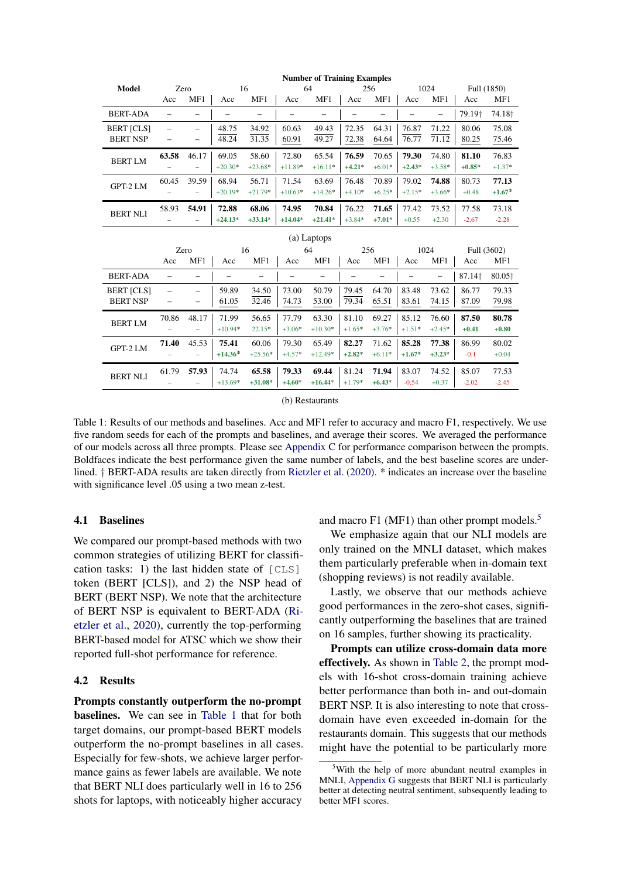| Model | Zero | | 16 | | 64 | | 256 | | 1024 | | Full (1850) | |
|---|---|---|---|---|---|---|---|---|---|---|---|---|
| | Acc | MF1 | Acc | MF1 | Acc | MF1 | Acc | MF1 | Acc | MF1 | Acc | MF1 |
| BERT-ADA | – | – | – | – | – | – | – | – | – | – | 79.19† | 74.18† |
| BERT [CLS] | – | – | 48.75 | 34.92 | 60.63 | 49.43 | 72.35 | 64.31 | 76.87 | 71.22 | 80.06 | 75.08 |
| BERT NSP | – | – | 48.24 | 31.35 | 60.91 | 49.27 | 72.38 | 64.64 | 76.77 | 71.12 | 80.25 | 75.46 |
| BERT LM | **63.58** | 46.17 | 69.05 | 58.60 | 72.80 | 65.54 | **76.59** | 70.65 | **79.30** | 74.80 | **81.10** | 76.83 |
| | – | – | +20.30* | +23.68* | +11.89* | +16.11* | **+4.21*** | +6.01* | **+2.43*** | +3.58* | **+0.85*** | +1.37* |
| GPT-2 LM | 60.45 | 39.59 | 68.94 | 56.71 | 71.54 | 63.69 | 76.48 | 70.89 | 79.02 | **74.88** | 80.73 | **77.13** |
| | – | – | +20.19* | +21.79* | +10.63* | +14.26* | +4.10* | +6.25* | +2.15* | **+3.66*** | +0.48 | **+1.67*** |
| BERT NLI | 58.93 | **54.91** | **72.88** | **68.06** | **74.95** | **70.84** | 76.22 | **71.65** | 77.42 | 73.52 | 77.58 | 73.18 |
| | – | – | **+24.13*** | **+33.14*** | **+14.04*** | **+21.41*** | +3.84* | **+7.01*** | +0.55 | +2.30 | -2.67 | -2.28 |

(a) Laptops

| Model | Zero | | 16 | | 64 | | 256 | | 1024 | | Full (3602) | |
|---|---|---|---|---|---|---|---|---|---|---|---|---|
| | Acc | MF1 | Acc | MF1 | Acc | MF1 | Acc | MF1 | Acc | MF1 | Acc | MF1 |
| BERT-ADA | – | – | – | – | – | – | – | – | – | – | 87.14† | 80.05† |
| BERT [CLS] | – | – | 59.89 | 34.50 | 73.00 | 50.79 | 79.45 | 64.70 | 83.48 | 73.62 | 86.77 | 79.33 |
| BERT NSP | – | – | 61.05 | 32.46 | 74.73 | 53.00 | 79.34 | 65.51 | 83.61 | 74.15 | 87.09 | 79.98 |
| BERT LM | 70.86 | 48.17 | 71.99 | 56.65 | 77.79 | 63.30 | 81.10 | 69.27 | 85.12 | 76.60 | **87.50** | **80.78** |
| | – | – | +10.94* | 22.15* | +3.06* | +10.30* | +1.65* | +3.76* | +1.51* | +2.45* | **+0.41** | **+0.80** |
| GPT-2 LM | **71.40** | 45.53 | **75.41** | 60.06 | 79.30 | 65.49 | **82.27** | 71.62 | **85.28** | **77.38** | 86.99 | 80.02 |
| | – | – | **+14.36*** | +25.56* | +4.57* | +12.49* | **+2.82*** | +6.11* | **+1.67*** | **+3.23*** | -0.1 | +0.04 |
| BERT NLI | 61.79 | **57.93** | 74.74 | **65.58** | **79.33** | **69.44** | 81.24 | **71.94** | 83.07 | 74.52 | 85.07 | 77.53 |
| | – | – | +13.69* | **+31.08*** | **+4.60*** | **+16.44*** | +1.79* | **+6.43*** | -0.54 | +0.37 | -2.02 | -2.45 |

(b) Restaurants

Table 1: Results of our methods and baselines. Acc and MF1 refer to accuracy and macro F1, respectively. We use five random seeds for each of the prompts and baselines, and average their scores. We averaged the performance of our models across all three prompts. Please see Appendix C for performance comparison between the prompts. Boldfaces indicate the best performance given the same number of labels, and the best baseline scores are underlined. † BERT-ADA results are taken directly from Rietzler et al. (2020). * indicates an increase over the baseline with significance level .05 using a two mean z-test.

### 4.1 Baselines

We compared our prompt-based methods with two common strategies of utilizing BERT for classification tasks: 1) the last hidden state of `[CLS]` token (BERT [CLS]), and 2) the NSP head of BERT (BERT NSP). We note that the architecture of BERT NSP is equivalent to BERT-ADA (Rietzler et al., 2020), currently the top-performing BERT-based model for ATSC which we show their reported full-shot performance for reference.

### 4.2 Results

**Prompts constantly outperform the no-prompt baselines.** We can see in Table 1 that for both target domains, our prompt-based BERT models outperform the no-prompt baselines in all cases. Especially for few-shots, we achieve larger performance gains as fewer labels are available. We note that BERT NLI does particularly well in 16 to 256 shots for laptops, with noticeably higher accuracy and macro F1 (MF1) than other prompt models.[5]

We emphasize again that our NLI models are only trained on the MNLI dataset, which makes them particularly preferable when in-domain text (shopping reviews) is not readily available.

Lastly, we observe that our methods achieve good performances in the zero-shot cases, significantly outperforming the baselines that are trained on 16 samples, further showing its practicality.

**Prompts can utilize cross-domain data more effectively.** As shown in Table 2, the prompt models with 16-shot cross-domain training achieve better performance than both in- and out-domain BERT NSP. It is also interesting to note that cross-domain have even exceeded in-domain for the restaurants domain. This suggests that our methods might have the potential to be particularly more

[5] With the help of more abundant neutral examples in MNLI, Appendix G suggests that BERT NLI is particularly better at detecting neutral sentiment, subsequently leading to better MF1 scores.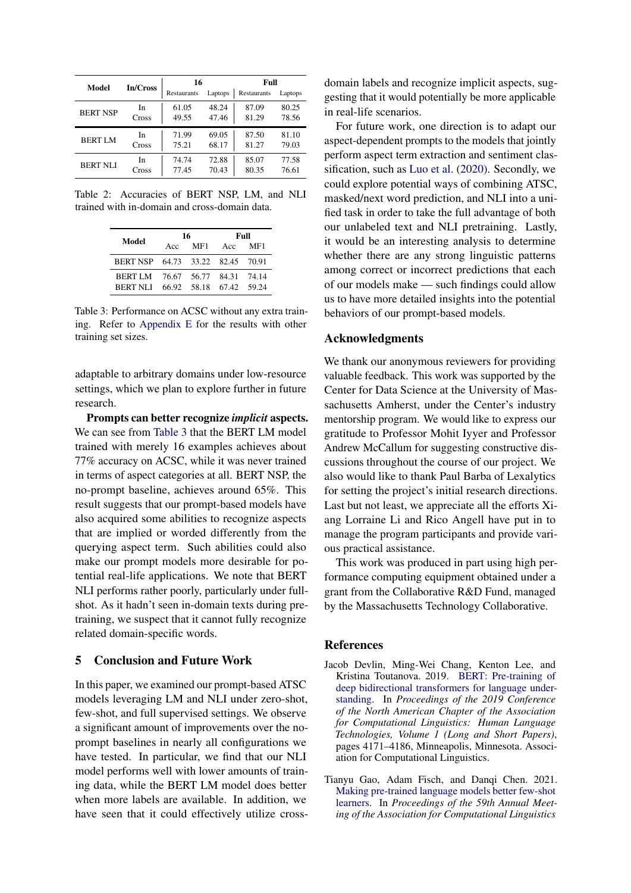| Model | In/Cross | 16 | | Full | |
|---|---|---|---|---|---|
| | | Restaurants | Laptops | Restaurants | Laptops |
| BERT NSP | In | 61.05 | 48.24 | 87.09 | 80.25 |
| | Cross | 49.55 | 47.46 | 81.29 | 78.56 |
| BERT LM | In | 71.99 | 69.05 | 87.50 | 81.10 |
| | Cross | 75.21 | 68.17 | 81.27 | 79.03 |
| BERT NLI | In | 74.74 | 72.88 | 85.07 | 77.58 |
| | Cross | 77.45 | 70.43 | 80.35 | 76.61 |

Table 2: Accuracies of BERT NSP, LM, and NLI trained with in-domain and cross-domain data.

| Model | 16 | | Full | |
|---|---|---|---|---|
| | Acc | MF1 | Acc | MF1 |
| BERT NSP | 64.73 | 33.22 | 82.45 | 70.91 |
| BERT LM | 76.67 | 56.77 | 84.31 | 74.14 |
| BERT NLI | 66.92 | 58.18 | 67.42 | 59.24 |

Table 3: Performance on ACSC without any extra training. Refer to Appendix E for the results with other training set sizes.

adaptable to arbitrary domains under low-resource settings, which we plan to explore further in future research.

**Prompts can better recognize *implicit* aspects.** We can see from Table 3 that the BERT LM model trained with merely 16 examples achieves about 77% accuracy on ACSC, while it was never trained in terms of aspect categories at all. BERT NSP, the no-prompt baseline, achieves around 65%. This result suggests that our prompt-based models have also acquired some abilities to recognize aspects that are implied or worded differently from the querying aspect term. Such abilities could also make our prompt models more desirable for potential real-life applications. We note that BERT NLI performs rather poorly, particularly under full-shot. As it hadn't seen in-domain texts during pretraining, we suspect that it cannot fully recognize related domain-specific words.

## 5 Conclusion and Future Work

In this paper, we examined our prompt-based ATSC models leveraging LM and NLI under zero-shot, few-shot, and full supervised settings. We observe a significant amount of improvements over the no-prompt baselines in nearly all configurations we have tested. In particular, we find that our NLI model performs well with lower amounts of training data, while the BERT LM model does better when more labels are available. In addition, we have seen that it could effectively utilize cross-domain labels and recognize implicit aspects, suggesting that it would potentially be more applicable in real-life scenarios.

For future work, one direction is to adapt our aspect-dependent prompts to the models that jointly perform aspect term extraction and sentiment classification, such as Luo et al. (2020). Secondly, we could explore potential ways of combining ATSC, masked/next word prediction, and NLI into a unified task in order to take the full advantage of both our unlabeled text and NLI pretraining. Lastly, it would be an interesting analysis to determine whether there are any strong linguistic patterns among correct or incorrect predictions that each of our models make — such findings could allow us to have more detailed insights into the potential behaviors of our prompt-based models.

## Acknowledgments

We thank our anonymous reviewers for providing valuable feedback. This work was supported by the Center for Data Science at the University of Massachusetts Amherst, under the Center's industry mentorship program. We would like to express our gratitude to Professor Mohit Iyyer and Professor Andrew McCallum for suggesting constructive discussions throughout the course of our project. We also would like to thank Paul Barba of Lexalytics for setting the project's initial research directions. Last but not least, we appreciate all the efforts Xiang Lorraine Li and Rico Angell have put in to manage the program participants and provide various practical assistance.

This work was produced in part using high performance computing equipment obtained under a grant from the Collaborative R&D Fund, managed by the Massachusetts Technology Collaborative.

## References

Jacob Devlin, Ming-Wei Chang, Kenton Lee, and Kristina Toutanova. 2019. BERT: Pre-training of deep bidirectional transformers for language understanding. In *Proceedings of the 2019 Conference of the North American Chapter of the Association for Computational Linguistics: Human Language Technologies, Volume 1 (Long and Short Papers)*, pages 4171–4186, Minneapolis, Minnesota. Association for Computational Linguistics.

Tianyu Gao, Adam Fisch, and Danqi Chen. 2021. Making pre-trained language models better few-shot learners. In *Proceedings of the 59th Annual Meeting of the Association for Computational Linguistics*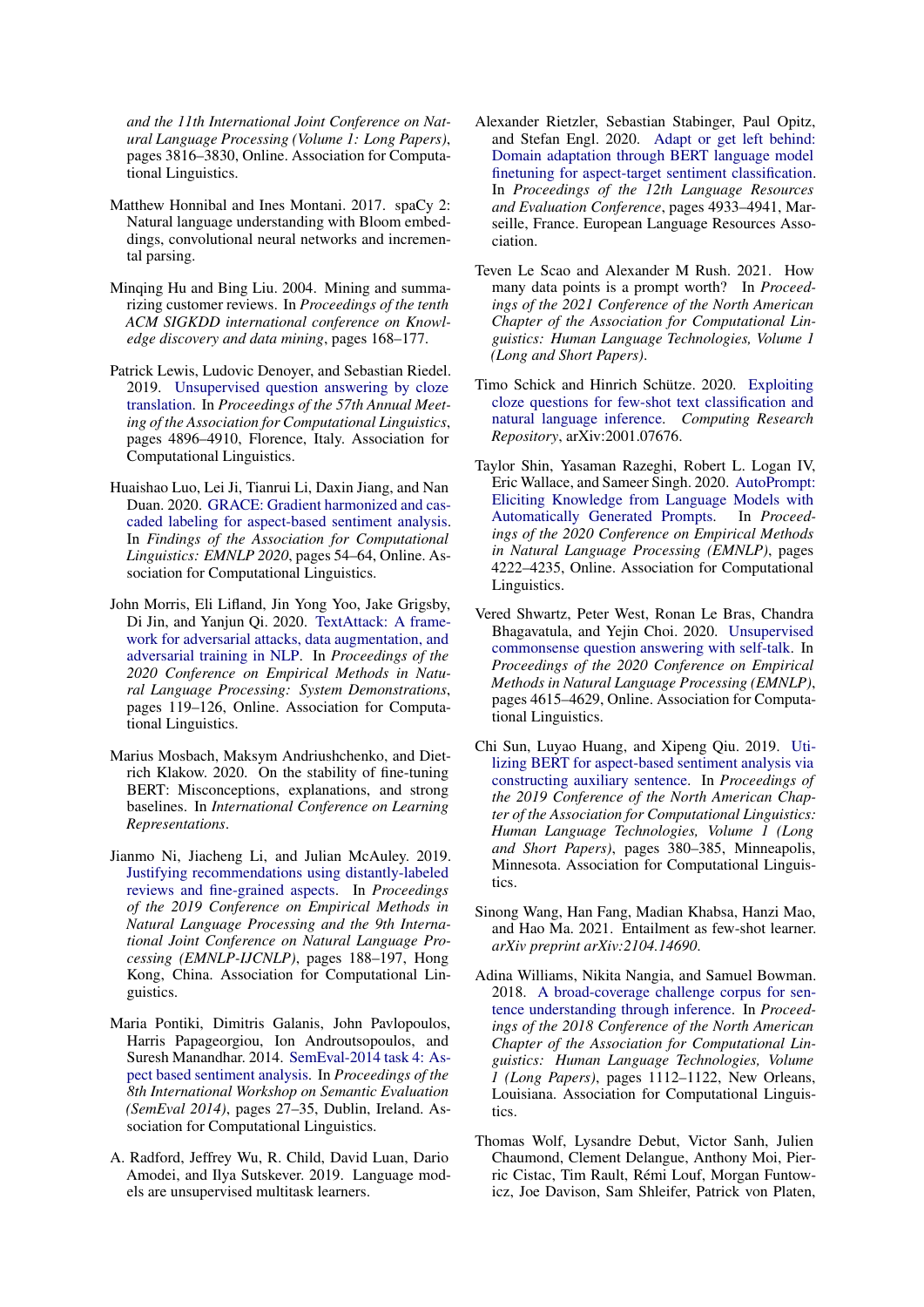*and the 11th International Joint Conference on Natural Language Processing (Volume 1: Long Papers)*, pages 3816–3830, Online. Association for Computational Linguistics.

Matthew Honnibal and Ines Montani. 2017. spaCy 2: Natural language understanding with Bloom embeddings, convolutional neural networks and incremental parsing.

Minqing Hu and Bing Liu. 2004. Mining and summarizing customer reviews. In *Proceedings of the tenth ACM SIGKDD international conference on Knowledge discovery and data mining*, pages 168–177.

Patrick Lewis, Ludovic Denoyer, and Sebastian Riedel. 2019. Unsupervised question answering by cloze translation. In *Proceedings of the 57th Annual Meeting of the Association for Computational Linguistics*, pages 4896–4910, Florence, Italy. Association for Computational Linguistics.

Huaishao Luo, Lei Ji, Tianrui Li, Daxin Jiang, and Nan Duan. 2020. GRACE: Gradient harmonized and cascaded labeling for aspect-based sentiment analysis. In *Findings of the Association for Computational Linguistics: EMNLP 2020*, pages 54–64, Online. Association for Computational Linguistics.

John Morris, Eli Lifland, Jin Yong Yoo, Jake Grigsby, Di Jin, and Yanjun Qi. 2020. TextAttack: A framework for adversarial attacks, data augmentation, and adversarial training in NLP. In *Proceedings of the 2020 Conference on Empirical Methods in Natural Language Processing: System Demonstrations*, pages 119–126, Online. Association for Computational Linguistics.

Marius Mosbach, Maksym Andriushchenko, and Dietrich Klakow. 2020. On the stability of fine-tuning BERT: Misconceptions, explanations, and strong baselines. In *International Conference on Learning Representations*.

Jianmo Ni, Jiacheng Li, and Julian McAuley. 2019. Justifying recommendations using distantly-labeled reviews and fine-grained aspects. In *Proceedings of the 2019 Conference on Empirical Methods in Natural Language Processing and the 9th International Joint Conference on Natural Language Processing (EMNLP-IJCNLP)*, pages 188–197, Hong Kong, China. Association for Computational Linguistics.

Maria Pontiki, Dimitris Galanis, John Pavlopoulos, Harris Papageorgiou, Ion Androutsopoulos, and Suresh Manandhar. 2014. SemEval-2014 task 4: Aspect based sentiment analysis. In *Proceedings of the 8th International Workshop on Semantic Evaluation (SemEval 2014)*, pages 27–35, Dublin, Ireland. Association for Computational Linguistics.

A. Radford, Jeffrey Wu, R. Child, David Luan, Dario Amodei, and Ilya Sutskever. 2019. Language models are unsupervised multitask learners.

Alexander Rietzler, Sebastian Stabinger, Paul Opitz, and Stefan Engl. 2020. Adapt or get left behind: Domain adaptation through BERT language model finetuning for aspect-target sentiment classification. In *Proceedings of the 12th Language Resources and Evaluation Conference*, pages 4933–4941, Marseille, France. European Language Resources Association.

Teven Le Scao and Alexander M Rush. 2021. How many data points is a prompt worth? In *Proceedings of the 2021 Conference of the North American Chapter of the Association for Computational Linguistics: Human Language Technologies, Volume 1 (Long and Short Papers)*.

Timo Schick and Hinrich Schütze. 2020. Exploiting cloze questions for few-shot text classification and natural language inference. *Computing Research Repository*, arXiv:2001.07676.

Taylor Shin, Yasaman Razeghi, Robert L. Logan IV, Eric Wallace, and Sameer Singh. 2020. AutoPrompt: Eliciting Knowledge from Language Models with Automatically Generated Prompts. In *Proceedings of the 2020 Conference on Empirical Methods in Natural Language Processing (EMNLP)*, pages 4222–4235, Online. Association for Computational Linguistics.

Vered Shwartz, Peter West, Ronan Le Bras, Chandra Bhagavatula, and Yejin Choi. 2020. Unsupervised commonsense question answering with self-talk. In *Proceedings of the 2020 Conference on Empirical Methods in Natural Language Processing (EMNLP)*, pages 4615–4629, Online. Association for Computational Linguistics.

Chi Sun, Luyao Huang, and Xipeng Qiu. 2019. Utilizing BERT for aspect-based sentiment analysis via constructing auxiliary sentence. In *Proceedings of the 2019 Conference of the North American Chapter of the Association for Computational Linguistics: Human Language Technologies, Volume 1 (Long and Short Papers)*, pages 380–385, Minneapolis, Minnesota. Association for Computational Linguistics.

Sinong Wang, Han Fang, Madian Khabsa, Hanzi Mao, and Hao Ma. 2021. Entailment as few-shot learner. *arXiv preprint arXiv:2104.14690*.

Adina Williams, Nikita Nangia, and Samuel Bowman. 2018. A broad-coverage challenge corpus for sentence understanding through inference. In *Proceedings of the 2018 Conference of the North American Chapter of the Association for Computational Linguistics: Human Language Technologies, Volume 1 (Long Papers)*, pages 1112–1122, New Orleans, Louisiana. Association for Computational Linguistics.

Thomas Wolf, Lysandre Debut, Victor Sanh, Julien Chaumond, Clement Delangue, Anthony Moi, Pierric Cistac, Tim Rault, Rémi Louf, Morgan Funtowicz, Joe Davison, Sam Shleifer, Patrick von Platen,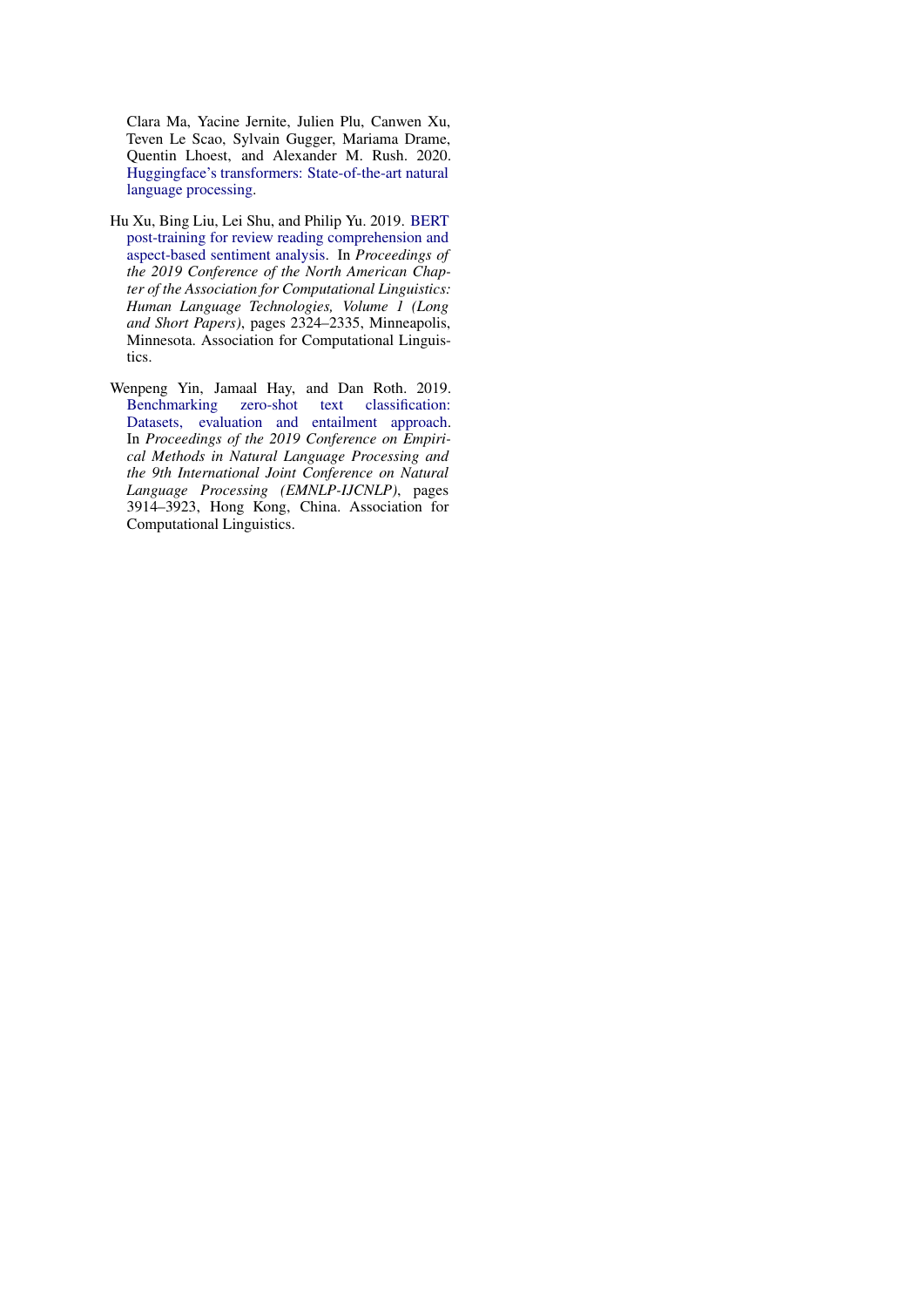Clara Ma, Yacine Jernite, Julien Plu, Canwen Xu, Teven Le Scao, Sylvain Gugger, Mariama Drame, Quentin Lhoest, and Alexander M. Rush. 2020. Huggingface's transformers: State-of-the-art natural language processing.

Hu Xu, Bing Liu, Lei Shu, and Philip Yu. 2019. BERT post-training for review reading comprehension and aspect-based sentiment analysis. In *Proceedings of the 2019 Conference of the North American Chapter of the Association for Computational Linguistics: Human Language Technologies, Volume 1 (Long and Short Papers)*, pages 2324–2335, Minneapolis, Minnesota. Association for Computational Linguistics.

Wenpeng Yin, Jamaal Hay, and Dan Roth. 2019. Benchmarking zero-shot text classification: Datasets, evaluation and entailment approach. In *Proceedings of the 2019 Conference on Empirical Methods in Natural Language Processing and the 9th International Joint Conference on Natural Language Processing (EMNLP-IJCNLP)*, pages 3914–3923, Hong Kong, China. Association for Computational Linguistics.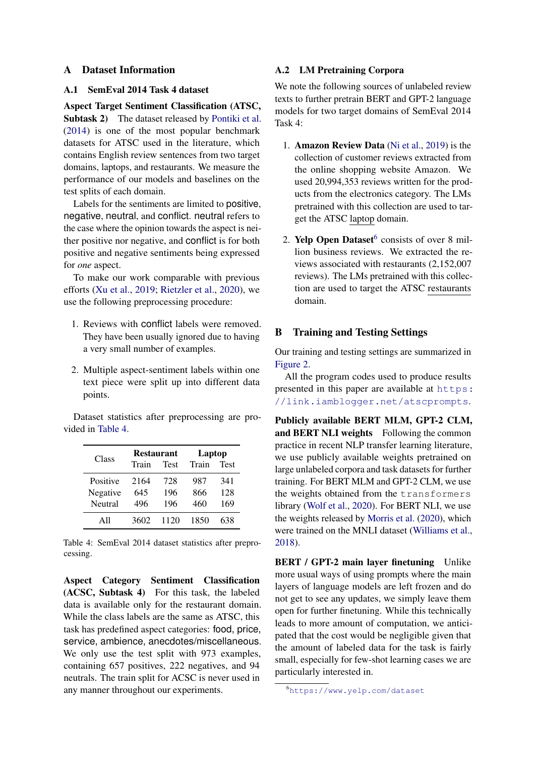# A Dataset Information

## A.1 SemEval 2014 Task 4 dataset

**Aspect Target Sentiment Classification (ATSC, Subtask 2)** The dataset released by Pontiki et al. (2014) is one of the most popular benchmark datasets for ATSC used in the literature, which contains English review sentences from two target domains, laptops, and restaurants. We measure the performance of our models and baselines on the test splits of each domain.

Labels for the sentiments are limited to positive, negative, neutral, and conflict. neutral refers to the case where the opinion towards the aspect is neither positive nor negative, and conflict is for both positive and negative sentiments being expressed for *one* aspect.

To make our work comparable with previous efforts (Xu et al., 2019; Rietzler et al., 2020), we use the following preprocessing procedure:

1. Reviews with conflict labels were removed. They have been usually ignored due to having a very small number of examples.
2. Multiple aspect-sentiment labels within one text piece were split up into different data points.

Dataset statistics after preprocessing are provided in Table 4.

| Class | Restaurant | | Laptop | |
|---|---|---|---|---|
| | Train | Test | Train | Test |
| Positive | 2164 | 728 | 987 | 341 |
| Negative | 645 | 196 | 866 | 128 |
| Neutral | 496 | 196 | 460 | 169 |
| All | 3602 | 1120 | 1850 | 638 |

Table 4: SemEval 2014 dataset statistics after preprocessing.

**Aspect Category Sentiment Classification (ACSC, Subtask 4)** For this task, the labeled data is available only for the restaurant domain. While the class labels are the same as ATSC, this task has predefined aspect categories: food, price, service, ambience, anecdotes/miscellaneous. We only use the test split with 973 examples, containing 657 positives, 222 negatives, and 94 neutrals. The train split for ACSC is never used in any manner throughout our experiments.

## A.2 LM Pretraining Corpora

We note the following sources of unlabeled review texts to further pretrain BERT and GPT-2 language models for two target domains of SemEval 2014 Task 4:

1. **Amazon Review Data** (Ni et al., 2019) is the collection of customer reviews extracted from the online shopping website Amazon. We used 20,994,353 reviews written for the products from the electronics category. The LMs pretrained with this collection are used to target the ATSC laptop domain.
2. **Yelp Open Dataset**[6] consists of over 8 million business reviews. We extracted the reviews associated with restaurants (2,152,007 reviews). The LMs pretrained with this collection are used to target the ATSC restaurants domain.

# B Training and Testing Settings

Our training and testing settings are summarized in Figure 2.

All the program codes used to produce results presented in this paper are available at https://link.iamblogger.net/atscprompts.

**Publicly available BERT MLM, GPT-2 CLM, and BERT NLI weights** Following the common practice in recent NLP transfer learning literature, we use publicly available weights pretrained on large unlabeled corpora and task datasets for further training. For BERT MLM and GPT-2 CLM, we use the weights obtained from the transformers library (Wolf et al., 2020). For BERT NLI, we use the weights released by Morris et al. (2020), which were trained on the MNLI dataset (Williams et al., 2018).

**BERT / GPT-2 main layer finetuning** Unlike more usual ways of using prompts where the main layers of language models are left frozen and do not get to see any updates, we simply leave them open for further finetuning. While this technically leads to more amount of computation, we anticipated that the cost would be negligible given that the amount of labeled data for the task is fairly small, especially for few-shot learning cases we are particularly interested in.

[6] https://www.yelp.com/dataset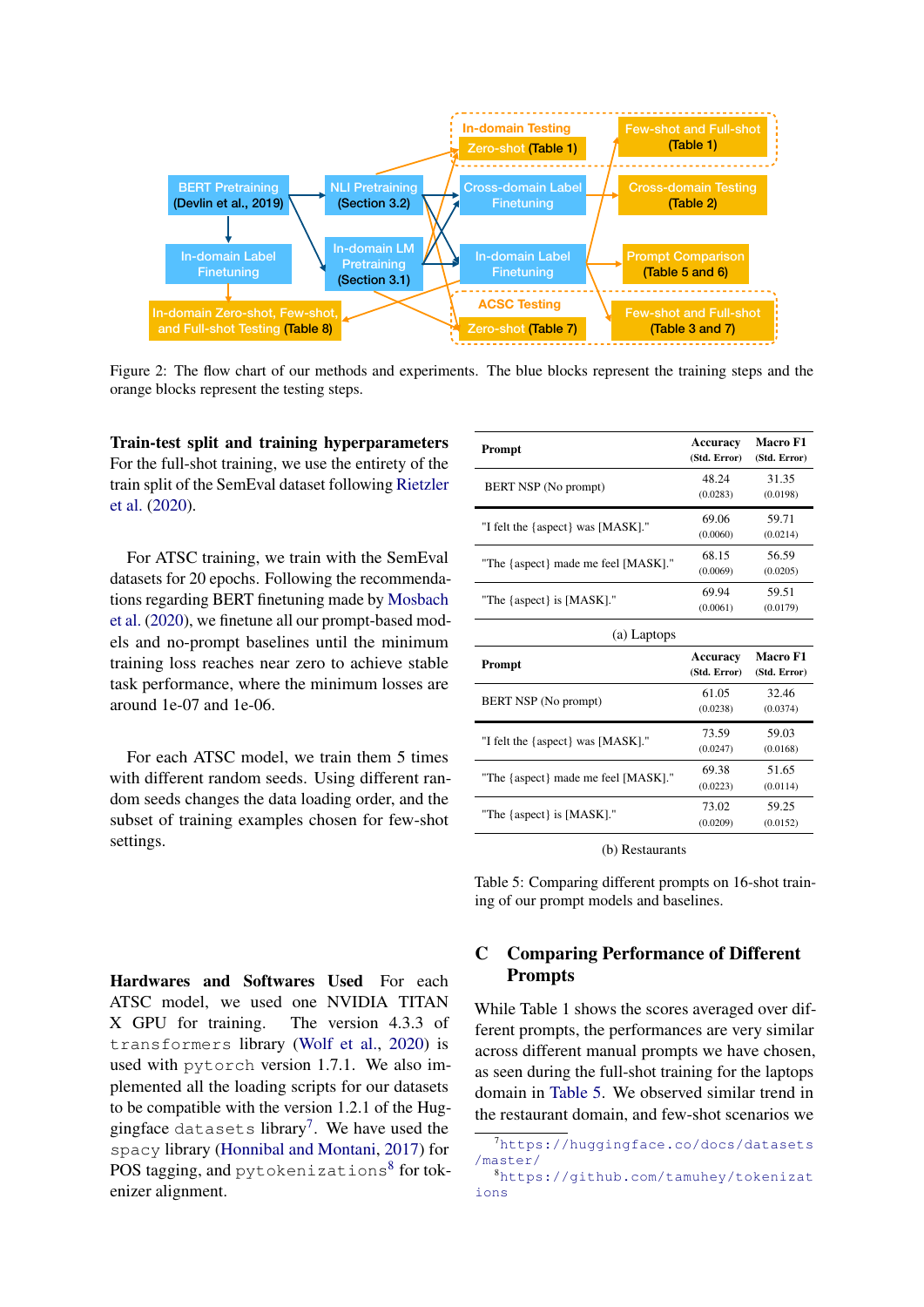Figure 2: The flow chart of our methods and experiments. The blue blocks represent the training steps and the orange blocks represent the testing steps.

**Train-test split and training hyperparameters** For the full-shot training, we use the entirety of the train split of the SemEval dataset following Rietzler et al. (2020).

For ATSC training, we train with the SemEval datasets for 20 epochs. Following the recommendations regarding BERT finetuning made by Mosbach et al. (2020), we finetune all our prompt-based models and no-prompt baselines until the minimum training loss reaches near zero to achieve stable task performance, where the minimum losses are around 1e-07 and 1e-06.

For each ATSC model, we train them 5 times with different random seeds. Using different random seeds changes the data loading order, and the subset of training examples chosen for few-shot settings.

**Hardwares and Softwares Used** For each ATSC model, we used one NVIDIA TITAN X GPU for training. The version 4.3.3 of `transformers` library (Wolf et al., 2020) is used with `pytorch` version 1.7.1. We also implemented all the loading scripts for our datasets to be compatible with the version 1.2.1 of the Hugginface `datasets` library[7]. We have used the `spacy` library (Honnibal and Montani, 2017) for POS tagging, and `pytokenizations`[8] for tokenizer alignment.

| Prompt | Accuracy (Std. Error) | Macro F1 (Std. Error) |
|---|---|---|
| BERT NSP (No prompt) | 48.24 (0.0283) | 31.35 (0.0198) |
| "I felt the {aspect} was [MASK]." | 69.06 (0.0060) | 59.71 (0.0214) |
| "The {aspect} made me feel [MASK]." | 68.15 (0.0069) | 56.59 (0.0205) |
| "The {aspect} is [MASK]." | 69.94 (0.0061) | 59.51 (0.0179) |

(a) Laptops

| Prompt | Accuracy (Std. Error) | Macro F1 (Std. Error) |
|---|---|---|
| BERT NSP (No prompt) | 61.05 (0.0238) | 32.46 (0.0374) |
| "I felt the {aspect} was [MASK]." | 73.59 (0.0247) | 59.03 (0.0168) |
| "The {aspect} made me feel [MASK]." | 69.38 (0.0223) | 51.65 (0.0114) |
| "The {aspect} is [MASK]." | 73.02 (0.0209) | 59.25 (0.0152) |

(b) Restaurants

Table 5: Comparing different prompts on 16-shot training of our prompt models and baselines.

## C Comparing Performance of Different Prompts

While Table 1 shows the scores averaged over different prompts, the performances are very similar across different manual prompts we have chosen, as seen during the full-shot training for the laptops domain in Table 5. We observed similar trend in the restaurant domain, and few-shot scenarios we

[7] https://huggingface.co/docs/datasets/master/

[8] https://github.com/tamuhey/tokenizations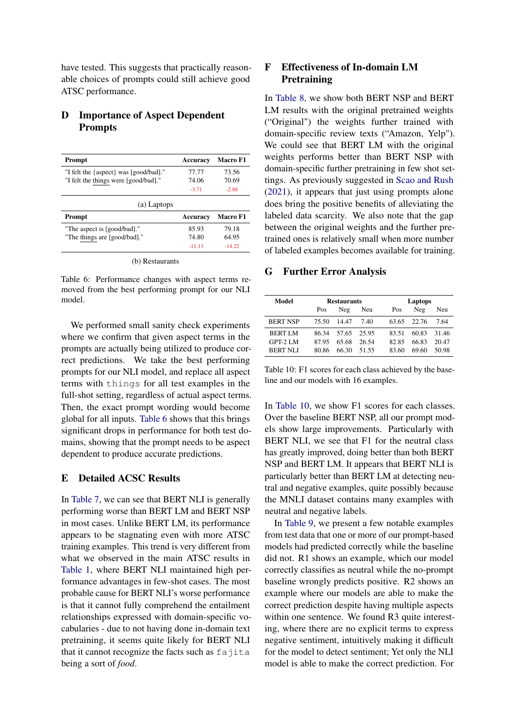have tested. This suggests that practically reasonable choices of prompts could still achieve good ATSC performance.

## D Importance of Aspect Dependent Prompts

| Prompt | Accuracy | Macro F1 |
|---|---|---|
| "I felt the {aspect} was [good/bad]." | 77.77 | 73.56 |
| "I felt the things were [good/bad]." | 74.06 | 70.69 |
| | -3.71 | -2.88 |

(a) Laptops

| Prompt | Accuracy | Macro F1 |
|---|---|---|
| "The aspect is [good/bad]." | 85.93 | 79.18 |
| "The things are [good/bad]." | 74.80 | 64.95 |
| | -11.13 | -14.22 |

(b) Restaurants

Table 6: Performance changes with aspect terms removed from the best performing prompt for our NLI model.

We performed small sanity check experiments where we confirm that given aspect terms in the prompts are actually being utilized to produce correct predictions. We take the best performing prompts for our NLI model, and replace all aspect terms with `things` for all test examples in the full-shot setting, regardless of actual aspect terms. Then, the exact prompt wording would become global for all inputs. Table 6 shows that this brings significant drops in performance for both test domains, showing that the prompt needs to be aspect dependent to produce accurate predictions.

## E Detailed ACSC Results

In Table 7, we can see that BERT NLI is generally performing worse than BERT LM and BERT NSP in most cases. Unlike BERT LM, its performance appears to be stagnating even with more ATSC training examples. This trend is very different from what we observed in the main ATSC results in Table 1, where BERT NLI maintained high performance advantages in few-shot cases. The most probable cause for BERT NLI's worse performance is that it cannot fully comprehend the entailment relationships expressed with domain-specific vocabularies - due to not having done in-domain text pretraining, it seems quite likely for BERT NLI that it cannot recognize the facts such as `fajita` being a sort of *food*.

## F Effectiveness of In-domain LM Pretraining

In Table 8, we show both BERT NSP and BERT LM results with the original pretrained weights ("Original") the weights further trained with domain-specific review texts ("Amazon, Yelp"). We could see that BERT LM with the original weights performs better than BERT NSP with domain-specific further pretraining in few shot settings. As previously suggested in Scao and Rush (2021), it appears that just using prompts alone does bring the positive benefits of alleviating the labeled data scarcity. We also note that the gap between the original weights and the further pretrained ones is relatively small when more number of labeled examples becomes available for training.

## G Further Error Analysis

| Model | Restaurants | | | Laptops | | |
|---|---|---|---|---|---|---|
| | Pos | Neg | Neu | Pos | Neg | Neu |
| BERT NSP | 75.50 | 14.47 | 7.40 | 63.65 | 22.76 | 7.64 |
| BERT LM | 86.34 | 57.65 | 25.95 | 83.51 | 60.83 | 31.46 |
| GPT-2 LM | 87.95 | 65.68 | 26.54 | 82.85 | 66.83 | 20.47 |
| BERT NLI | 80.86 | 66.30 | 51.55 | 83.60 | 69.60 | 50.98 |

Table 10: F1 scores for each class achieved by the baseline and our models with 16 examples.

In Table 10, we show F1 scores for each classes. Over the baseline BERT NSP, all our prompt models show large improvements. Particularly with BERT NLI, we see that F1 for the neutral class has greatly improved, doing better than both BERT NSP and BERT LM. It appears that BERT NLI is particularly better than BERT LM at detecting neutral and negative examples, quite possibly because the MNLI dataset contains many examples with neutral and negative labels.

In Table 9, we present a few notable examples from test data that one or more of our prompt-based models had predicted correctly while the baseline did not. R1 shows an example, which our model correctly classifies as neutral while the no-prompt baseline wrongly predicts positive. R2 shows an example where our models are able to make the correct prediction despite having multiple aspects within one sentence. We found R3 quite interesting, where there are no explicit terms to express negative sentiment, intuitively making it difficult for the model to detect sentiment; Yet only the NLI model is able to make the correct prediction. For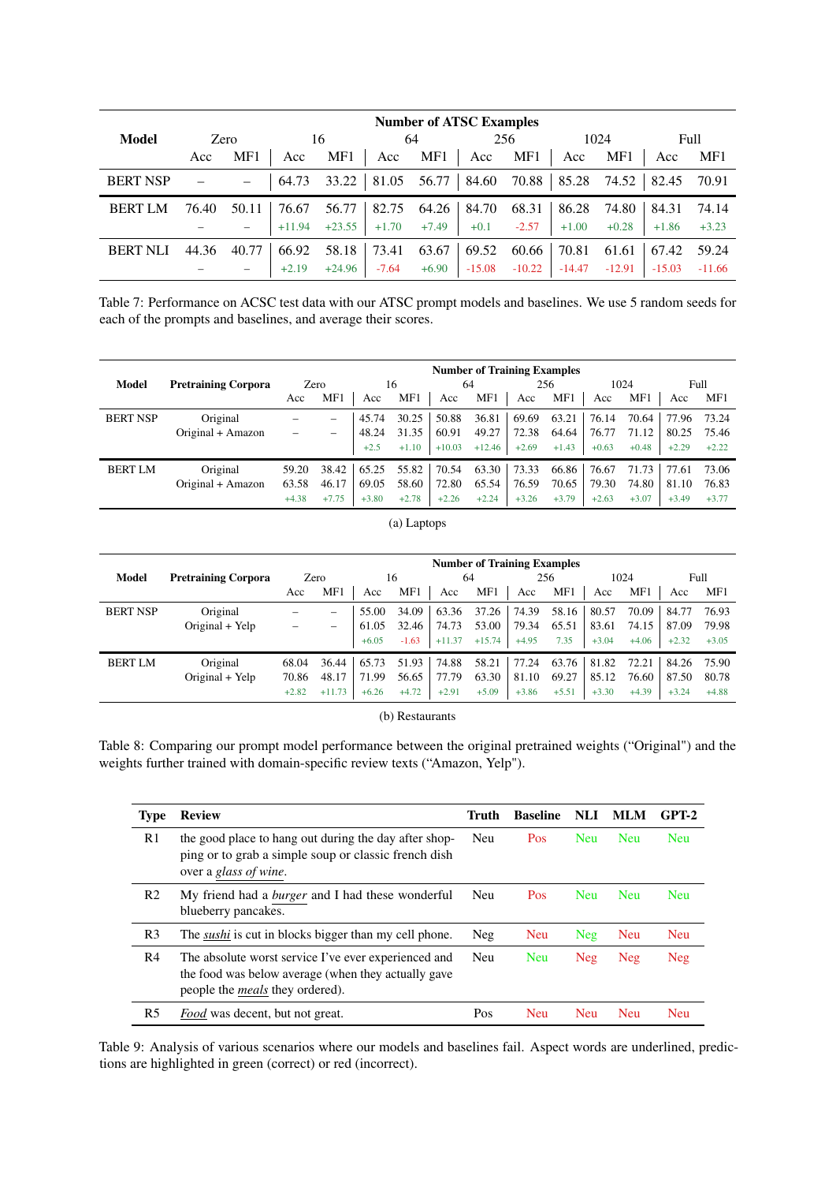| Model | Zero | | 16 | | 64 | | 256 | | 1024 | | Full | |
|---|---|---|---|---|---|---|---|---|---|---|---|---|
| | Acc | MF1 | Acc | MF1 | Acc | MF1 | Acc | MF1 | Acc | MF1 | Acc | MF1 |
| BERT NSP | – | – | 64.73 | 33.22 | 81.05 | 56.77 | 84.60 | 70.88 | 85.28 | 74.52 | 82.45 | 70.91 |
| BERT LM | 76.40 | 50.11 | 76.67 | 56.77 | 82.75 | 64.26 | 84.70 | 68.31 | 86.28 | 74.80 | 84.31 | 74.14 |
| | – | – | +11.94 | +23.55 | +1.70 | +7.49 | +0.1 | -2.57 | +1.00 | +0.28 | +1.86 | +3.23 |
| BERT NLI | 44.36 | 40.77 | 66.92 | 58.18 | 73.41 | 63.67 | 69.52 | 60.66 | 70.81 | 61.61 | 67.42 | 59.24 |
| | – | – | +2.19 | +24.96 | -7.64 | +6.90 | -15.08 | -10.22 | -14.47 | -12.91 | -15.03 | -11.66 |

Table 7: Performance on ACSC test data with our ATSC prompt models and baselines. We use 5 random seeds for each of the prompts and baselines, and average their scores.

| Model | Pretraining Corpora | Zero | | 16 | | 64 | | 256 | | 1024 | | Full | |
|---|---|---|---|---|---|---|---|---|---|---|---|---|---|
| | | Acc | MF1 | Acc | MF1 | Acc | MF1 | Acc | MF1 | Acc | MF1 | Acc | MF1 |
| BERT NSP | Original | – | – | 45.74 | 30.25 | 50.88 | 36.81 | 69.69 | 63.21 | 76.14 | 70.64 | 77.96 | 73.24 |
| | Original + Amazon | – | – | 48.24 | 31.35 | 60.91 | 49.27 | 72.38 | 64.64 | 76.77 | 71.12 | 80.25 | 75.46 |
| | | | | +2.5 | +1.10 | +10.03 | +12.46 | +2.69 | +1.43 | +0.63 | +0.48 | +2.29 | +2.22 |
| BERT LM | Original | 59.20 | 38.42 | 65.25 | 55.82 | 70.54 | 63.30 | 73.33 | 66.86 | 76.67 | 71.73 | 77.61 | 73.06 |
| | Original + Amazon | 63.58 | 46.17 | 69.05 | 58.60 | 72.80 | 65.54 | 76.59 | 70.65 | 79.30 | 74.80 | 81.10 | 76.83 |
| | | +4.38 | +7.75 | +3.80 | +2.78 | +2.26 | +2.24 | +3.26 | +3.79 | +2.63 | +3.07 | +3.49 | +3.77 |

(a) Laptops

| Model | Pretraining Corpora | Zero | | 16 | | 64 | | 256 | | 1024 | | Full | |
|---|---|---|---|---|---|---|---|---|---|---|---|---|---|
| | | Acc | MF1 | Acc | MF1 | Acc | MF1 | Acc | MF1 | Acc | MF1 | Acc | MF1 |
| BERT NSP | Original | – | – | 55.00 | 34.09 | 63.36 | 37.26 | 74.39 | 58.16 | 80.57 | 70.09 | 84.77 | 76.93 |
| | Original + Yelp | – | – | 61.05 | 32.46 | 74.73 | 53.00 | 79.34 | 65.51 | 83.61 | 74.15 | 87.09 | 79.98 |
| | | | | +6.05 | -1.63 | +11.37 | +15.74 | +4.95 | 7.35 | +3.04 | +4.06 | +2.32 | +3.05 |
| BERT LM | Original | 68.04 | 36.44 | 65.73 | 51.93 | 74.88 | 58.21 | 77.24 | 63.76 | 81.82 | 72.21 | 84.26 | 75.90 |
| | Original + Yelp | 70.86 | 48.17 | 71.99 | 56.65 | 77.79 | 63.30 | 81.10 | 69.27 | 85.12 | 76.60 | 87.50 | 80.78 |
| | | +2.82 | +11.73 | +6.26 | +4.72 | +2.91 | +5.09 | +3.86 | +5.51 | +3.30 | +4.39 | +3.24 | +4.88 |

(b) Restaurants

Table 8: Comparing our prompt model performance between the original pretrained weights ("Original") and the weights further trained with domain-specific review texts ("Amazon, Yelp").

| Type | Review | Truth | Baseline | NLI | MLM | GPT-2 |
|---|---|---|---|---|---|---|
| R1 | the good place to hang out during the day after shopping or to grab a simple soup or classic french dish over a *glass of wine*. | Neu | Pos | Neu | Neu | Neu |
| R2 | My friend had a *burger* and I had these wonderful blueberry pancakes. | Neu | Pos | Neu | Neu | Neu |
| R3 | The *sushi* is cut in blocks bigger than my cell phone. | Neg | Neu | Neg | Neu | Neu |
| R4 | The absolute worst service I've ever experienced and the food was below average (when they actually gave people the *meals* they ordered). | Neu | Neu | Neg | Neg | Neg |
| R5 | *Food* was decent, but not great. | Pos | Neu | Neu | Neu | Neu |

Table 9: Analysis of various scenarios where our models and baselines fail. Aspect words are underlined, predictions are highlighted in green (correct) or red (incorrect).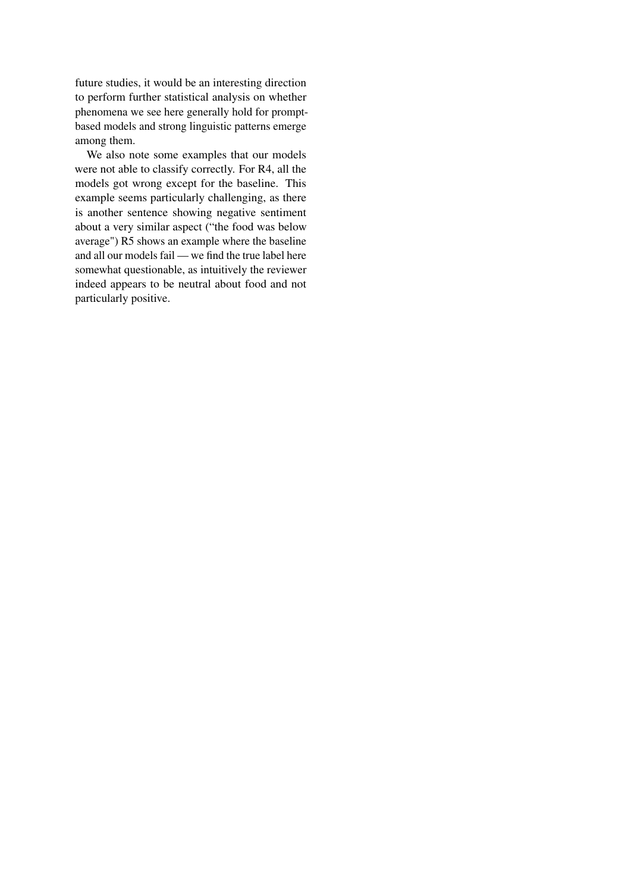future studies, it would be an interesting direction to perform further statistical analysis on whether phenomena we see here generally hold for prompt-based models and strong linguistic patterns emerge among them.

We also note some examples that our models were not able to classify correctly. For R4, all the models got wrong except for the baseline. This example seems particularly challenging, as there is another sentence showing negative sentiment about a very similar aspect ("the food was below average") R5 shows an example where the baseline and all our models fail — we find the true label here somewhat questionable, as intuitively the reviewer indeed appears to be neutral about food and not particularly positive.